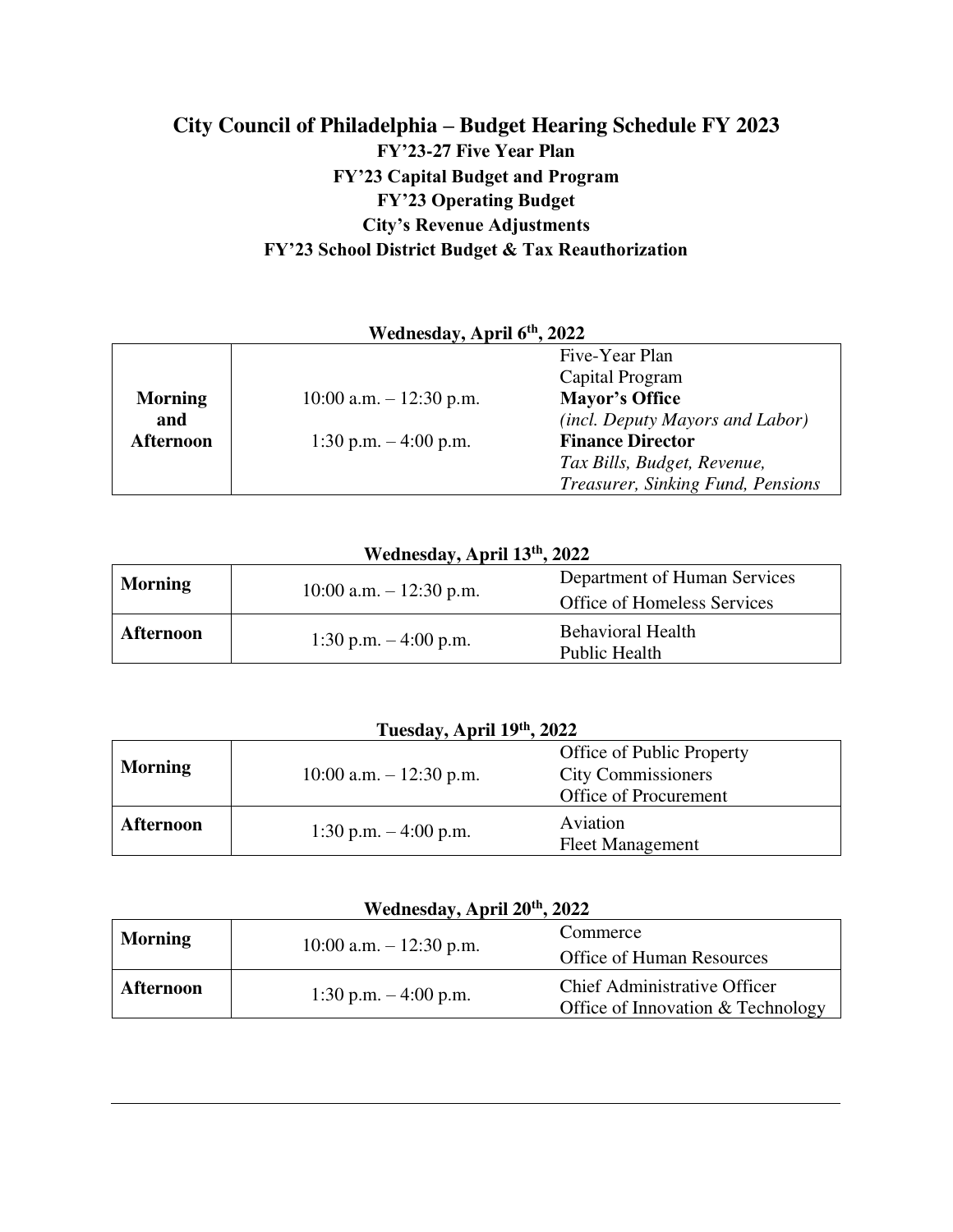# City Council of Philadelphia – Budget Hearing Schedule FY 2023

**FY'23-27 Five Year Plan**

**FY'23 Capital Budget and Program**

**FY'23 Operating Budget**

**City's Revenue Adjustments**

**FY'23 School District Budget & Tax Reauthorization**

### Wednesday, April 6th, 2022

| | | |
|---|---|---|
| **Morning and Afternoon** | 10:00 a.m. – 12:30 p.m.<br><br>1:30 p.m. – 4:00 p.m. | Five-Year Plan<br>Capital Program<br>**Mayor's Office**<br>*(incl. Deputy Mayors and Labor)*<br>**Finance Director**<br>*Tax Bills, Budget, Revenue, Treasurer, Sinking Fund, Pensions* |

### Wednesday, April 13th, 2022

| | | |
|---|---|---|
| **Morning** | 10:00 a.m. – 12:30 p.m. | Department of Human Services<br>Office of Homeless Services |
| **Afternoon** | 1:30 p.m. – 4:00 p.m. | Behavioral Health<br>Public Health |

### Tuesday, April 19th, 2022

| | | |
|---|---|---|
| **Morning** | 10:00 a.m. – 12:30 p.m. | Office of Public Property<br>City Commissioners<br>Office of Procurement |
| **Afternoon** | 1:30 p.m. – 4:00 p.m. | Aviation<br>Fleet Management |

### Wednesday, April 20th, 2022

| | | |
|---|---|---|
| **Morning** | 10:00 a.m. – 12:30 p.m. | Commerce<br>Office of Human Resources |
| **Afternoon** | 1:30 p.m. – 4:00 p.m. | Chief Administrative Officer<br>Office of Innovation & Technology |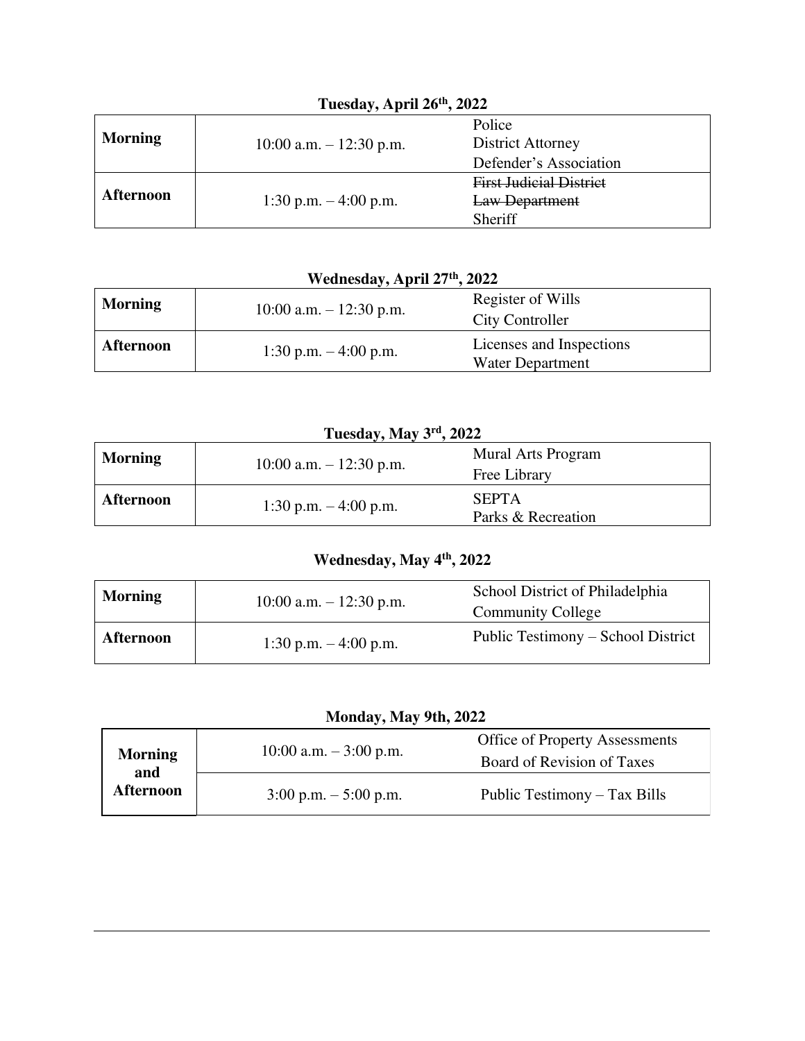**Tuesday, April 26th, 2022**

| | | |
|---|---|---|
| **Morning** | 10:00 a.m. – 12:30 p.m. | Police<br>District Attorney<br>Defender's Association |
| **Afternoon** | 1:30 p.m. – 4:00 p.m. | ~~First Judicial District~~<br>~~Law Department~~<br>Sheriff |

**Wednesday, April 27th, 2022**

| | | |
|---|---|---|
| **Morning** | 10:00 a.m. – 12:30 p.m. | Register of Wills<br>City Controller |
| **Afternoon** | 1:30 p.m. – 4:00 p.m. | Licenses and Inspections<br>Water Department |

**Tuesday, May 3rd, 2022**

| | | |
|---|---|---|
| **Morning** | 10:00 a.m. – 12:30 p.m. | Mural Arts Program<br>Free Library |
| **Afternoon** | 1:30 p.m. – 4:00 p.m. | SEPTA<br>Parks & Recreation |

**Wednesday, May 4th, 2022**

| | | |
|---|---|---|
| **Morning** | 10:00 a.m. – 12:30 p.m. | School District of Philadelphia<br>Community College |
| **Afternoon** | 1:30 p.m. – 4:00 p.m. | Public Testimony – School District |

**Monday, May 9th, 2022**

| | | |
|---|---|---|
| **Morning and Afternoon** | 10:00 a.m. – 3:00 p.m. | Office of Property Assessments<br>Board of Revision of Taxes |
| | 3:00 p.m. – 5:00 p.m. | Public Testimony – Tax Bills |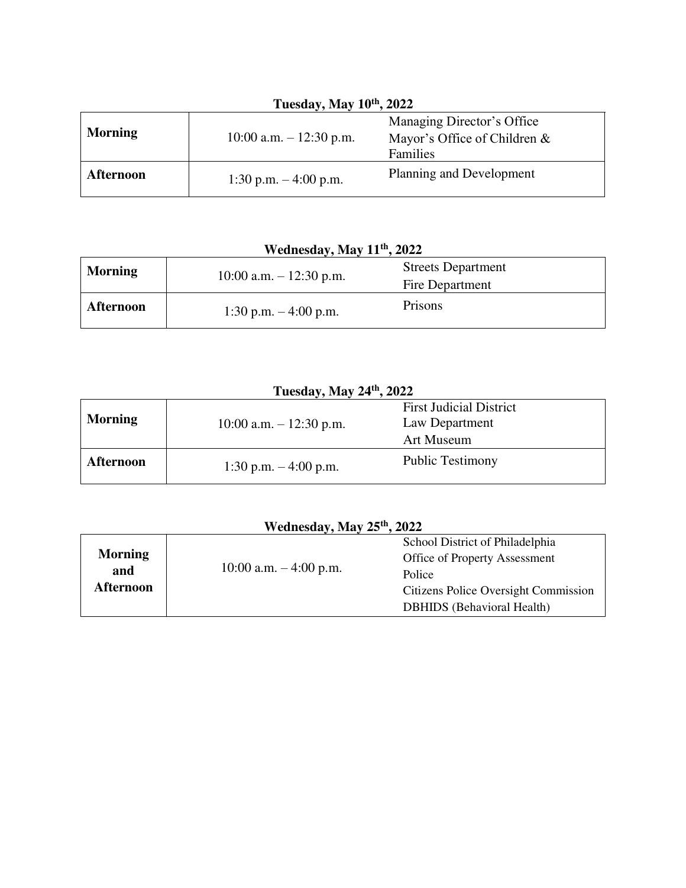**Tuesday, May 10th, 2022**

| | | |
|---|---|---|
| **Morning** | 10:00 a.m. – 12:30 p.m. | Managing Director's Office<br>Mayor's Office of Children & Families |
| **Afternoon** | 1:30 p.m. – 4:00 p.m. | Planning and Development |

**Wednesday, May 11th, 2022**

| | | |
|---|---|---|
| **Morning** | 10:00 a.m. – 12:30 p.m. | Streets Department<br>Fire Department |
| **Afternoon** | 1:30 p.m. – 4:00 p.m. | Prisons |

**Tuesday, May 24th, 2022**

| | | |
|---|---|---|
| **Morning** | 10:00 a.m. – 12:30 p.m. | First Judicial District<br>Law Department<br>Art Museum |
| **Afternoon** | 1:30 p.m. – 4:00 p.m. | Public Testimony |

**Wednesday, May 25th, 2022**

| | | |
|---|---|---|
| **Morning and Afternoon** | 10:00 a.m. – 4:00 p.m. | School District of Philadelphia<br>Office of Property Assessment<br>Police<br>Citizens Police Oversight Commission<br>DBHIDS (Behavioral Health) |